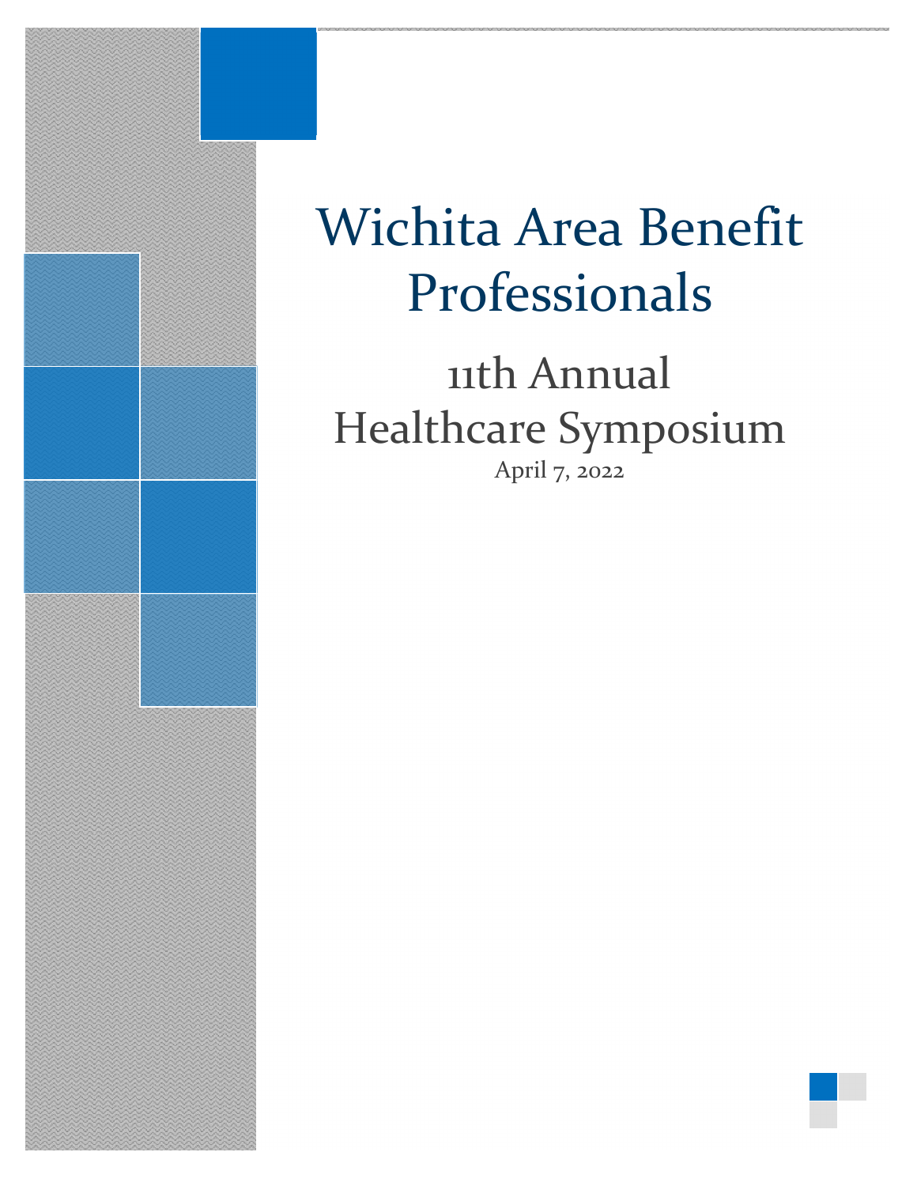# Wichita Area Benefit Professionals

## 11th Annual Healthcare Symposium

April 7, 2022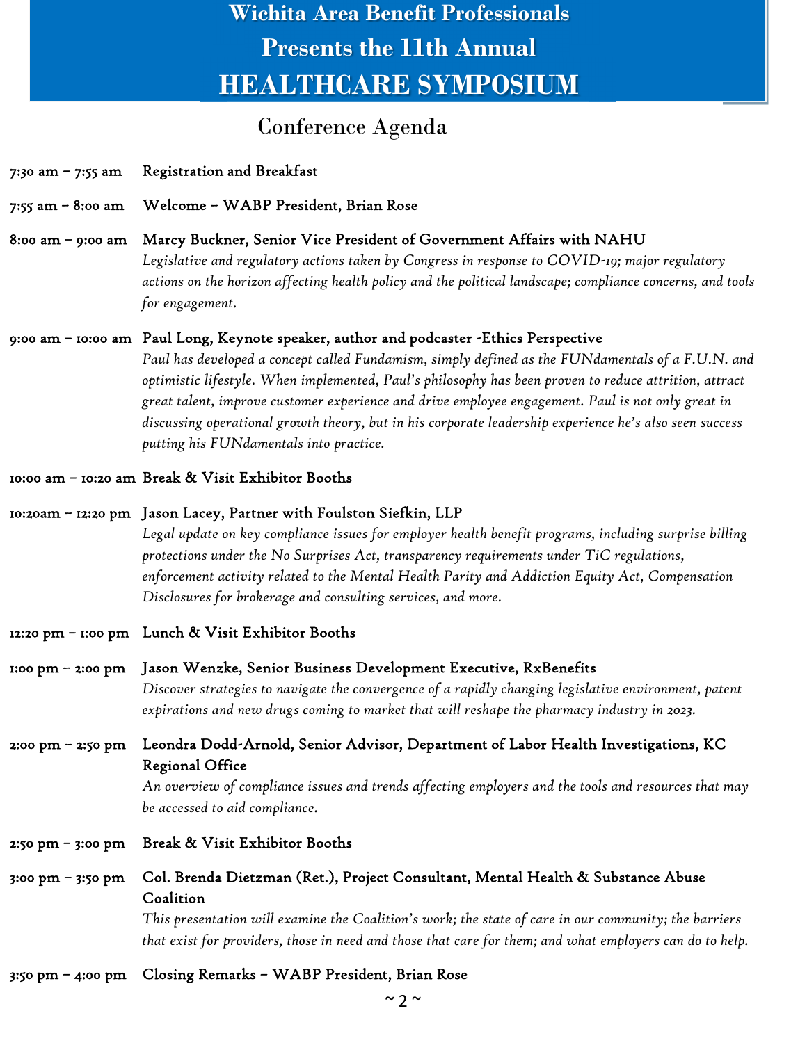# Wichita Area Benefit Professionals
# Presents the 11th Annual
# HEALTHCARE SYMPOSIUM

## Conference Agenda

**7:30 am – 7:55 am** **Registration and Breakfast**

**7:55 am – 8:00 am** **Welcome – WABP President, Brian Rose**

**8:00 am – 9:00 am** **Marcy Buckner, Senior Vice President of Government Affairs with NAHU**

*Legislative and regulatory actions taken by Congress in response to COVID-19; major regulatory actions on the horizon affecting health policy and the political landscape; compliance concerns, and tools for engagement.*

**9:00 am – 10:00 am** **Paul Long, Keynote speaker, author and podcaster -Ethics Perspective**

*Paul has developed a concept called Fundamism, simply defined as the FUNdamentals of a F.U.N. and optimistic lifestyle. When implemented, Paul's philosophy has been proven to reduce attrition, attract great talent, improve customer experience and drive employee engagement. Paul is not only great in discussing operational growth theory, but in his corporate leadership experience he's also seen success putting his FUNdamentals into practice.*

**10:00 am – 10:20 am** **Break & Visit Exhibitor Booths**

**10:20am – 12:20 pm** **Jason Lacey, Partner with Foulston Siefkin, LLP**

*Legal update on key compliance issues for employer health benefit programs, including surprise billing protections under the No Surprises Act, transparency requirements under TiC regulations, enforcement activity related to the Mental Health Parity and Addiction Equity Act, Compensation Disclosures for brokerage and consulting services, and more.*

**12:20 pm – 1:00 pm** **Lunch & Visit Exhibitor Booths**

**1:00 pm – 2:00 pm** **Jason Wenzke, Senior Business Development Executive, RxBenefits**

*Discover strategies to navigate the convergence of a rapidly changing legislative environment, patent expirations and new drugs coming to market that will reshape the pharmacy industry in 2023.*

**2:00 pm – 2:50 pm** **Leondra Dodd-Arnold, Senior Advisor, Department of Labor Health Investigations, KC Regional Office**

*An overview of compliance issues and trends affecting employers and the tools and resources that may be accessed to aid compliance.*

**2:50 pm – 3:00 pm** **Break & Visit Exhibitor Booths**

**3:00 pm – 3:50 pm** **Col. Brenda Dietzman (Ret.), Project Consultant, Mental Health & Substance Abuse Coalition**

*This presentation will examine the Coalition's work; the state of care in our community; the barriers that exist for providers, those in need and those that care for them; and what employers can do to help.*

**3:50 pm – 4:00 pm** **Closing Remarks – WABP President, Brian Rose**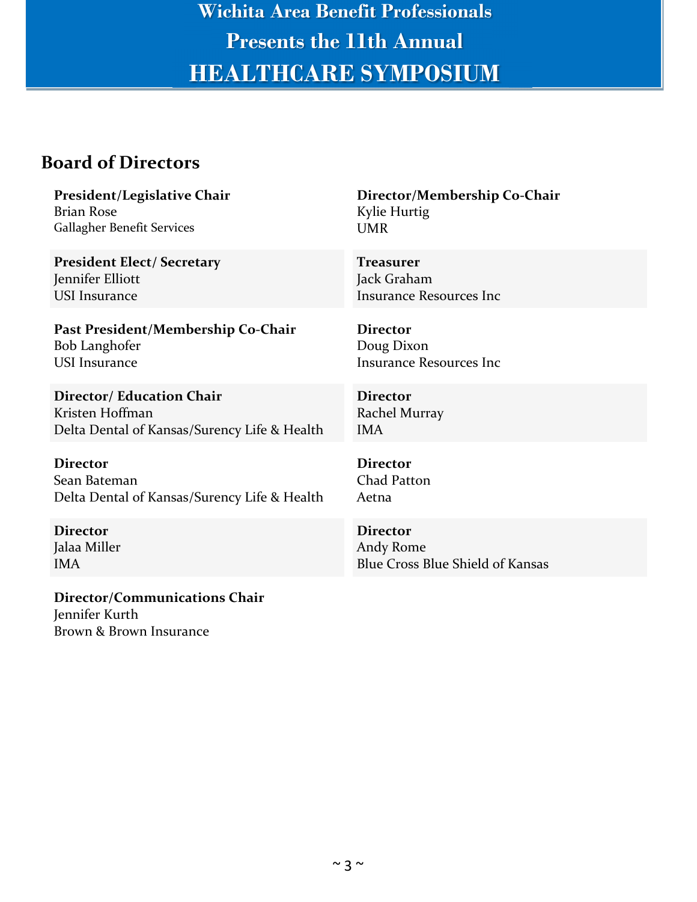# Wichita Area Benefit Professionals

## Presents the 11th Annual

# HEALTHCARE SYMPOSIUM

## Board of Directors

**President/Legislative Chair**
Brian Rose
Gallagher Benefit Services

**President Elect/ Secretary**
Jennifer Elliott
USI Insurance

**Past President/Membership Co-Chair**
Bob Langhofer
USI Insurance

**Director/ Education Chair**
Kristen Hoffman
Delta Dental of Kansas/Surency Life & Health

**Director**
Sean Bateman
Delta Dental of Kansas/Surency Life & Health

**Director**
Jalaa Miller
IMA

**Director/Communications Chair**
Jennifer Kurth
Brown & Brown Insurance

**Director/Membership Co-Chair**
Kylie Hurtig
UMR

**Treasurer**
Jack Graham
Insurance Resources Inc

**Director**
Doug Dixon
Insurance Resources Inc

**Director**
Rachel Murray
IMA

**Director**
Chad Patton
Aetna

**Director**
Andy Rome
Blue Cross Blue Shield of Kansas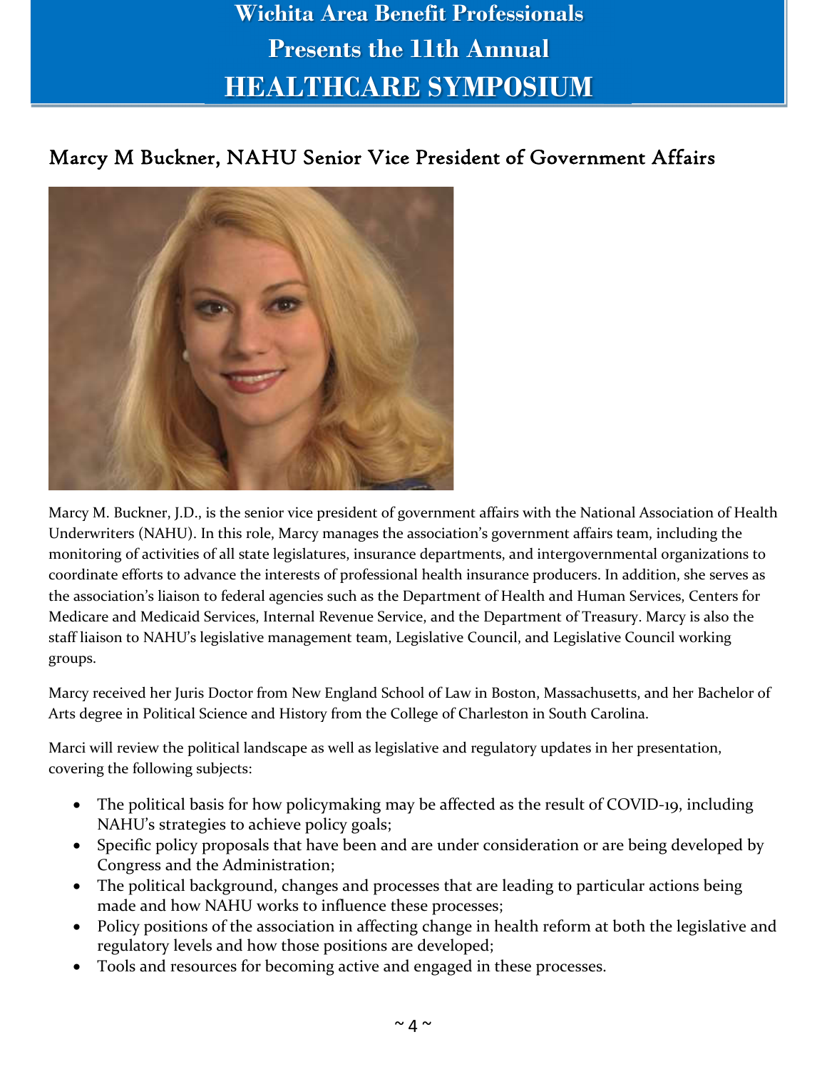# Wichita Area Benefit Professionals Presents the 11th Annual HEALTHCARE SYMPOSIUM

## Marcy M Buckner, NAHU Senior Vice President of Government Affairs

Marcy M. Buckner, J.D., is the senior vice president of government affairs with the National Association of Health Underwriters (NAHU). In this role, Marcy manages the association's government affairs team, including the monitoring of activities of all state legislatures, insurance departments, and intergovernmental organizations to coordinate efforts to advance the interests of professional health insurance producers. In addition, she serves as the association's liaison to federal agencies such as the Department of Health and Human Services, Centers for Medicare and Medicaid Services, Internal Revenue Service, and the Department of Treasury. Marcy is also the staff liaison to NAHU's legislative management team, Legislative Council, and Legislative Council working groups.

Marcy received her Juris Doctor from New England School of Law in Boston, Massachusetts, and her Bachelor of Arts degree in Political Science and History from the College of Charleston in South Carolina.

Marci will review the political landscape as well as legislative and regulatory updates in her presentation, covering the following subjects:

- The political basis for how policymaking may be affected as the result of COVID-19, including NAHU's strategies to achieve policy goals;
- Specific policy proposals that have been and are under consideration or are being developed by Congress and the Administration;
- The political background, changes and processes that are leading to particular actions being made and how NAHU works to influence these processes;
- Policy positions of the association in affecting change in health reform at both the legislative and regulatory levels and how those positions are developed;
- Tools and resources for becoming active and engaged in these processes.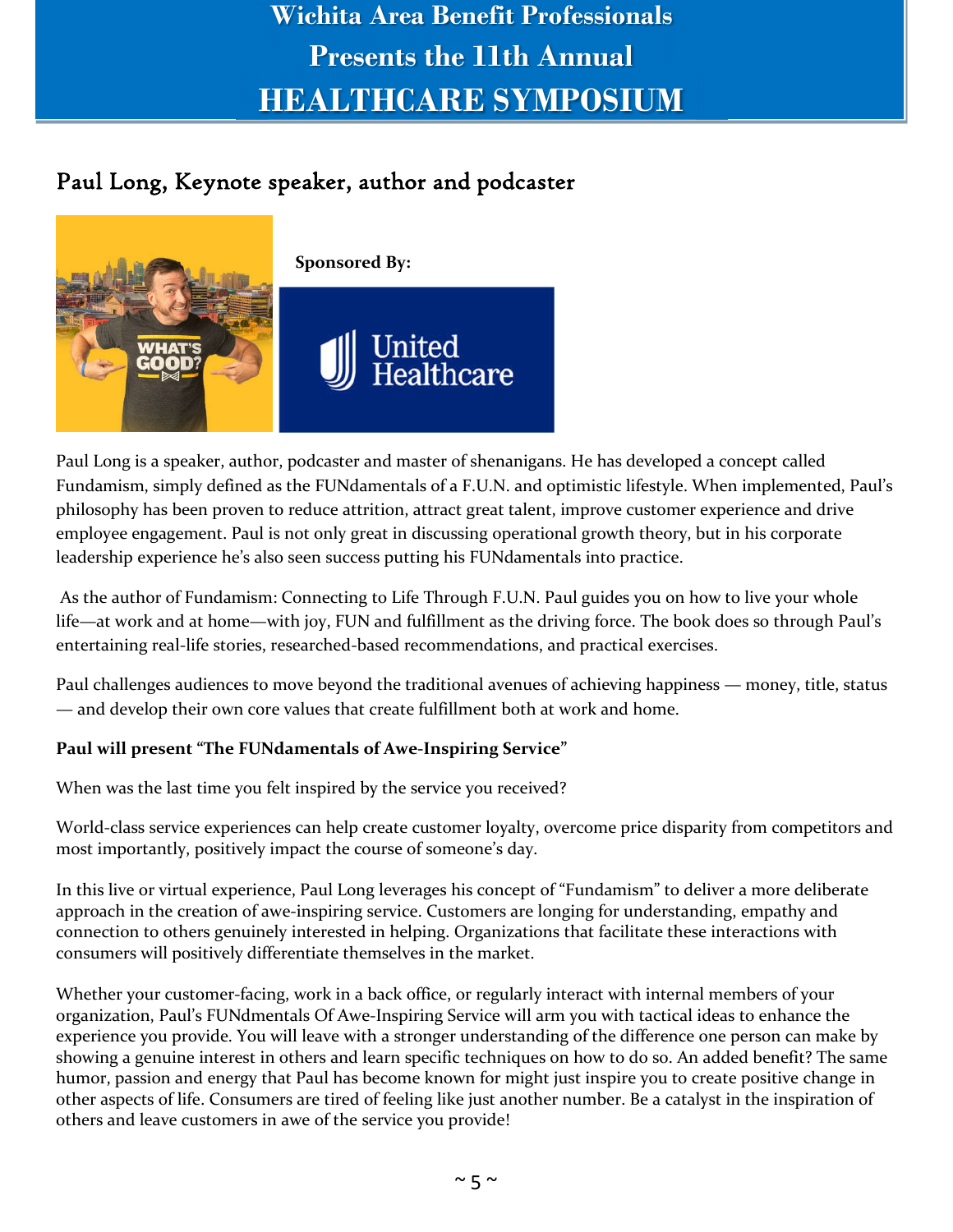# Wichita Area Benefit Professionals Presents the 11th Annual HEALTHCARE SYMPOSIUM

## Paul Long, Keynote speaker, author and podcaster

**Sponsored By:**

Paul Long is a speaker, author, podcaster and master of shenanigans. He has developed a concept called Fundamism, simply defined as the FUNdamentals of a F.U.N. and optimistic lifestyle. When implemented, Paul's philosophy has been proven to reduce attrition, attract great talent, improve customer experience and drive employee engagement. Paul is not only great in discussing operational growth theory, but in his corporate leadership experience he's also seen success putting his FUNdamentals into practice.

As the author of Fundamism: Connecting to Life Through F.U.N. Paul guides you on how to live your whole life—at work and at home—with joy, FUN and fulfillment as the driving force. The book does so through Paul's entertaining real-life stories, researched-based recommendations, and practical exercises.

Paul challenges audiences to move beyond the traditional avenues of achieving happiness — money, title, status — and develop their own core values that create fulfillment both at work and home.

**Paul will present "The FUNdamentals of Awe-Inspiring Service"**

When was the last time you felt inspired by the service you received?

World-class service experiences can help create customer loyalty, overcome price disparity from competitors and most importantly, positively impact the course of someone's day.

In this live or virtual experience, Paul Long leverages his concept of "Fundamism" to deliver a more deliberate approach in the creation of awe-inspiring service. Customers are longing for understanding, empathy and connection to others genuinely interested in helping. Organizations that facilitate these interactions with consumers will positively differentiate themselves in the market.

Whether your customer-facing, work in a back office, or regularly interact with internal members of your organization, Paul's FUNdmentals Of Awe-Inspiring Service will arm you with tactical ideas to enhance the experience you provide. You will leave with a stronger understanding of the difference one person can make by showing a genuine interest in others and learn specific techniques on how to do so. An added benefit? The same humor, passion and energy that Paul has become known for might just inspire you to create positive change in other aspects of life. Consumers are tired of feeling like just another number. Be a catalyst in the inspiration of others and leave customers in awe of the service you provide!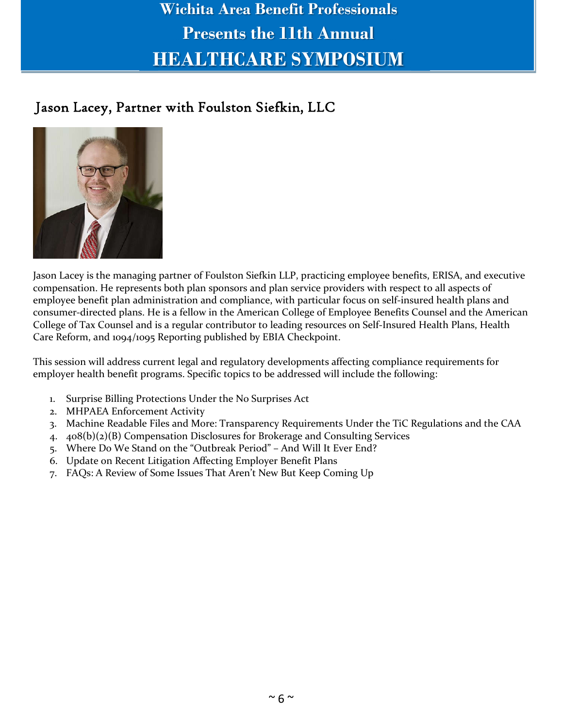# Wichita Area Benefit Professionals Presents the 11th Annual HEALTHCARE SYMPOSIUM

## Jason Lacey, Partner with Foulston Siefkin, LLC

Jason Lacey is the managing partner of Foulston Siefkin LLP, practicing employee benefits, ERISA, and executive compensation. He represents both plan sponsors and plan service providers with respect to all aspects of employee benefit plan administration and compliance, with particular focus on self-insured health plans and consumer-directed plans. He is a fellow in the American College of Employee Benefits Counsel and the American College of Tax Counsel and is a regular contributor to leading resources on Self-Insured Health Plans, Health Care Reform, and 1094/1095 Reporting published by EBIA Checkpoint.

This session will address current legal and regulatory developments affecting compliance requirements for employer health benefit programs. Specific topics to be addressed will include the following:

1. Surprise Billing Protections Under the No Surprises Act
2. MHPAEA Enforcement Activity
3. Machine Readable Files and More: Transparency Requirements Under the TiC Regulations and the CAA
4. 408(b)(2)(B) Compensation Disclosures for Brokerage and Consulting Services
5. Where Do We Stand on the "Outbreak Period" – And Will It Ever End?
6. Update on Recent Litigation Affecting Employer Benefit Plans
7. FAQs: A Review of Some Issues That Aren't New But Keep Coming Up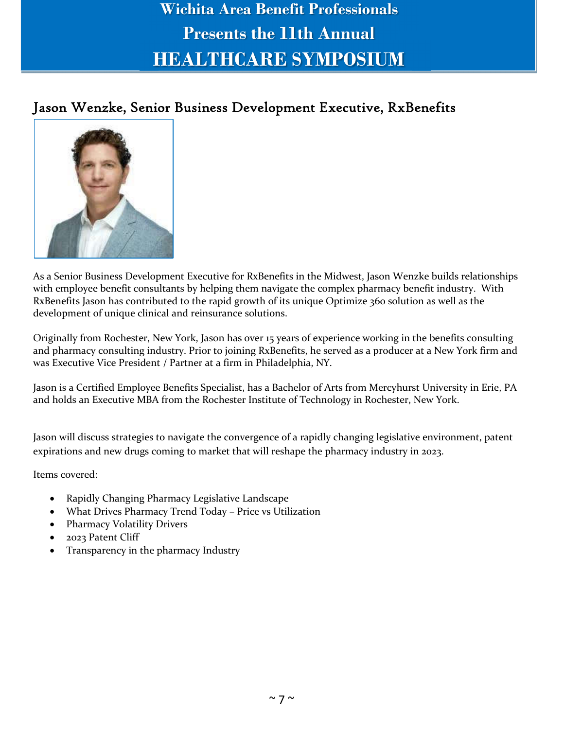# Wichita Area Benefit Professionals
# Presents the 11th Annual
# HEALTHCARE SYMPOSIUM

## Jason Wenzke, Senior Business Development Executive, RxBenefits

As a Senior Business Development Executive for RxBenefits in the Midwest, Jason Wenzke builds relationships with employee benefit consultants by helping them navigate the complex pharmacy benefit industry. With RxBenefits Jason has contributed to the rapid growth of its unique Optimize 360 solution as well as the development of unique clinical and reinsurance solutions.

Originally from Rochester, New York, Jason has over 15 years of experience working in the benefits consulting and pharmacy consulting industry. Prior to joining RxBenefits, he served as a producer at a New York firm and was Executive Vice President / Partner at a firm in Philadelphia, NY.

Jason is a Certified Employee Benefits Specialist, has a Bachelor of Arts from Mercyhurst University in Erie, PA and holds an Executive MBA from the Rochester Institute of Technology in Rochester, New York.

Jason will discuss strategies to navigate the convergence of a rapidly changing legislative environment, patent expirations and new drugs coming to market that will reshape the pharmacy industry in 2023.

Items covered:

- Rapidly Changing Pharmacy Legislative Landscape
- What Drives Pharmacy Trend Today – Price vs Utilization
- Pharmacy Volatility Drivers
- 2023 Patent Cliff
- Transparency in the pharmacy Industry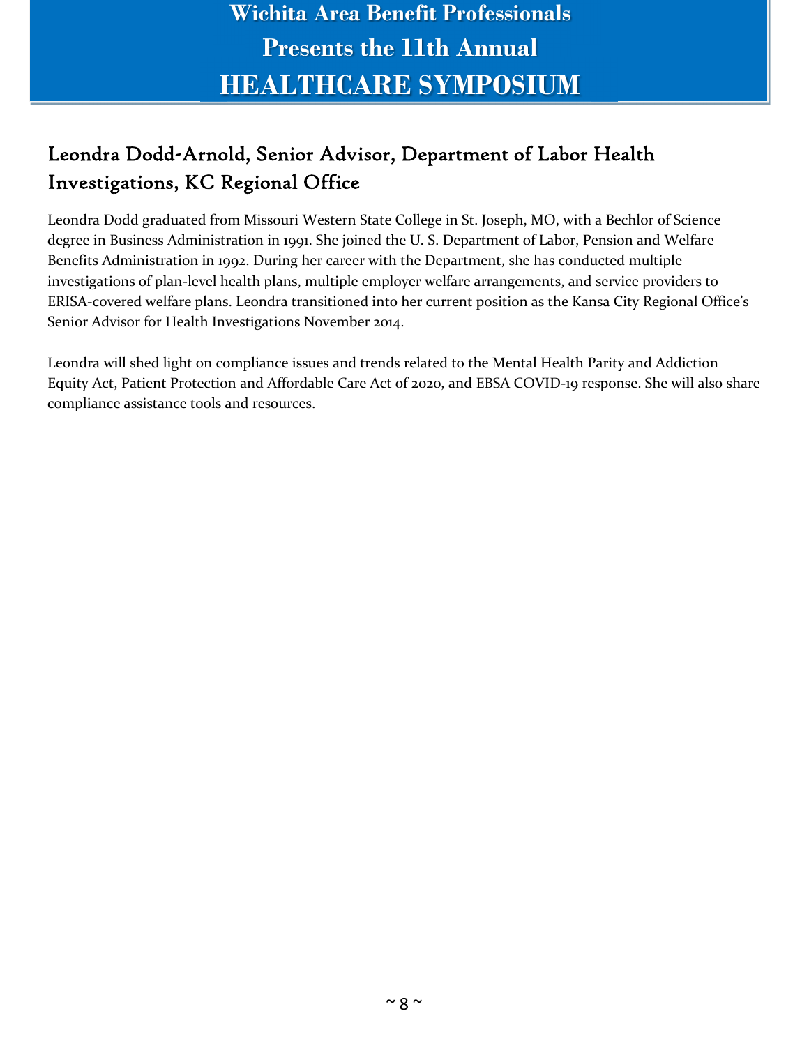# Wichita Area Benefit Professionals
# Presents the 11th Annual
# HEALTHCARE SYMPOSIUM

## Leondra Dodd-Arnold, Senior Advisor, Department of Labor Health Investigations, KC Regional Office

Leondra Dodd graduated from Missouri Western State College in St. Joseph, MO, with a Bechlor of Science degree in Business Administration in 1991. She joined the U. S. Department of Labor, Pension and Welfare Benefits Administration in 1992. During her career with the Department, she has conducted multiple investigations of plan-level health plans, multiple employer welfare arrangements, and service providers to ERISA-covered welfare plans. Leondra transitioned into her current position as the Kansa City Regional Office's Senior Advisor for Health Investigations November 2014.

Leondra will shed light on compliance issues and trends related to the Mental Health Parity and Addiction Equity Act, Patient Protection and Affordable Care Act of 2020, and EBSA COVID-19 response. She will also share compliance assistance tools and resources.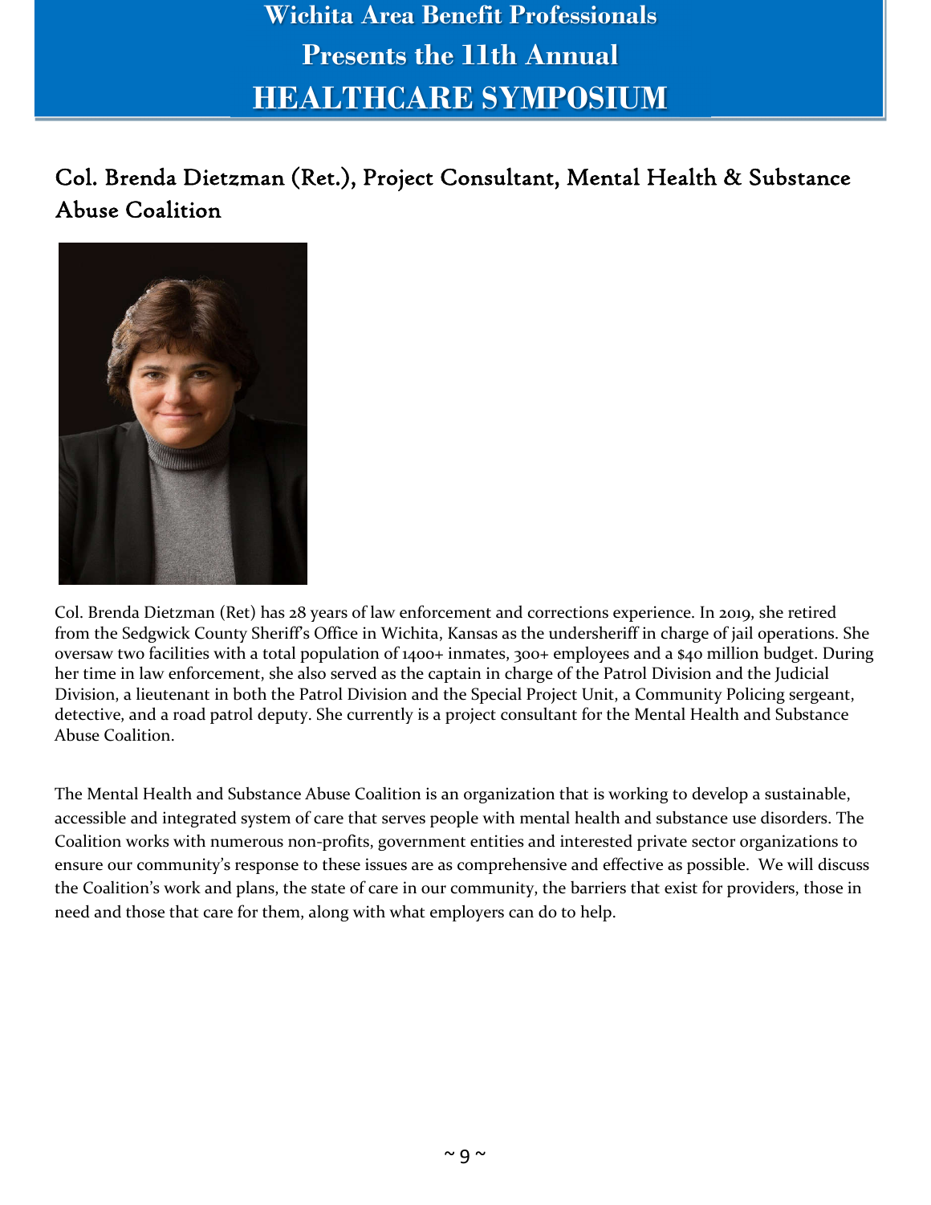# Wichita Area Benefit Professionals
# Presents the 11th Annual
# HEALTHCARE SYMPOSIUM

## Col. Brenda Dietzman (Ret.), Project Consultant, Mental Health & Substance Abuse Coalition

Col. Brenda Dietzman (Ret) has 28 years of law enforcement and corrections experience. In 2019, she retired from the Sedgwick County Sheriff's Office in Wichita, Kansas as the undersheriff in charge of jail operations. She oversaw two facilities with a total population of 1400+ inmates, 300+ employees and a $40 million budget. During her time in law enforcement, she also served as the captain in charge of the Patrol Division and the Judicial Division, a lieutenant in both the Patrol Division and the Special Project Unit, a Community Policing sergeant, detective, and a road patrol deputy. She currently is a project consultant for the Mental Health and Substance Abuse Coalition.

The Mental Health and Substance Abuse Coalition is an organization that is working to develop a sustainable, accessible and integrated system of care that serves people with mental health and substance use disorders. The Coalition works with numerous non-profits, government entities and interested private sector organizations to ensure our community's response to these issues are as comprehensive and effective as possible. We will discuss the Coalition's work and plans, the state of care in our community, the barriers that exist for providers, those in need and those that care for them, along with what employers can do to help.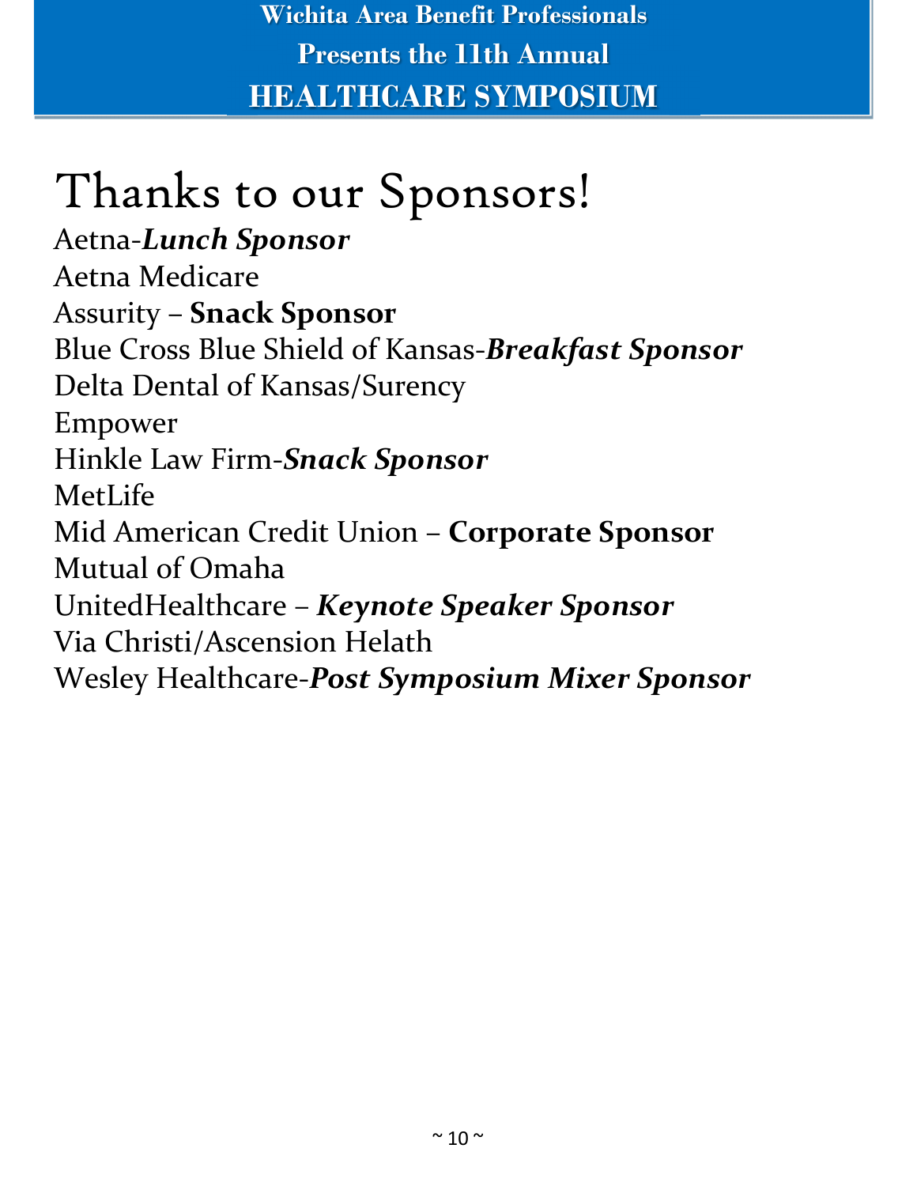Wichita Area Benefit Professionals
Presents the 11th Annual
**HEALTHCARE SYMPOSIUM**

# Thanks to our Sponsors!

Aetna-***Lunch Sponsor***
Aetna Medicare
Assurity – **Snack Sponsor**
Blue Cross Blue Shield of Kansas-***Breakfast Sponsor***
Delta Dental of Kansas/Surency
Empower
Hinkle Law Firm-***Snack Sponsor***
MetLife
Mid American Credit Union – **Corporate Sponsor**
Mutual of Omaha
UnitedHealthcare – ***Keynote Speaker Sponsor***
Via Christi/Ascension Helath
Wesley Healthcare-***Post Symposium Mixer Sponsor***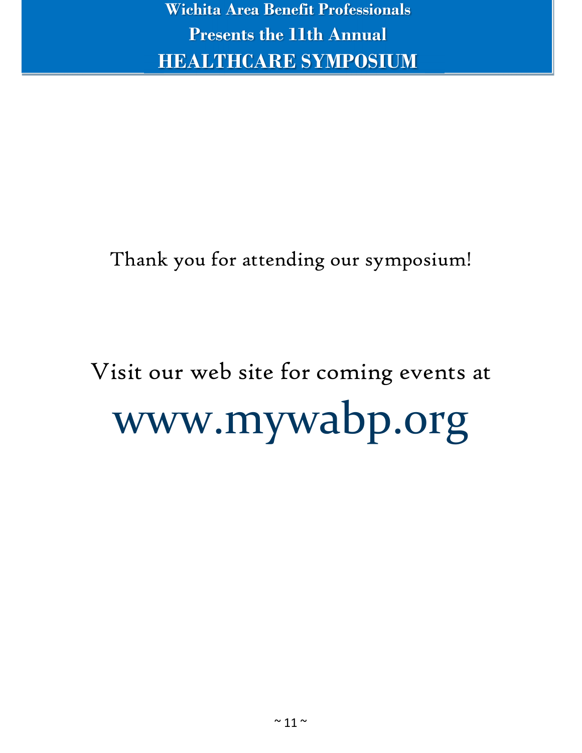Thank you for attending our symposium!

Visit our web site for coming events at

# www.mywabp.org